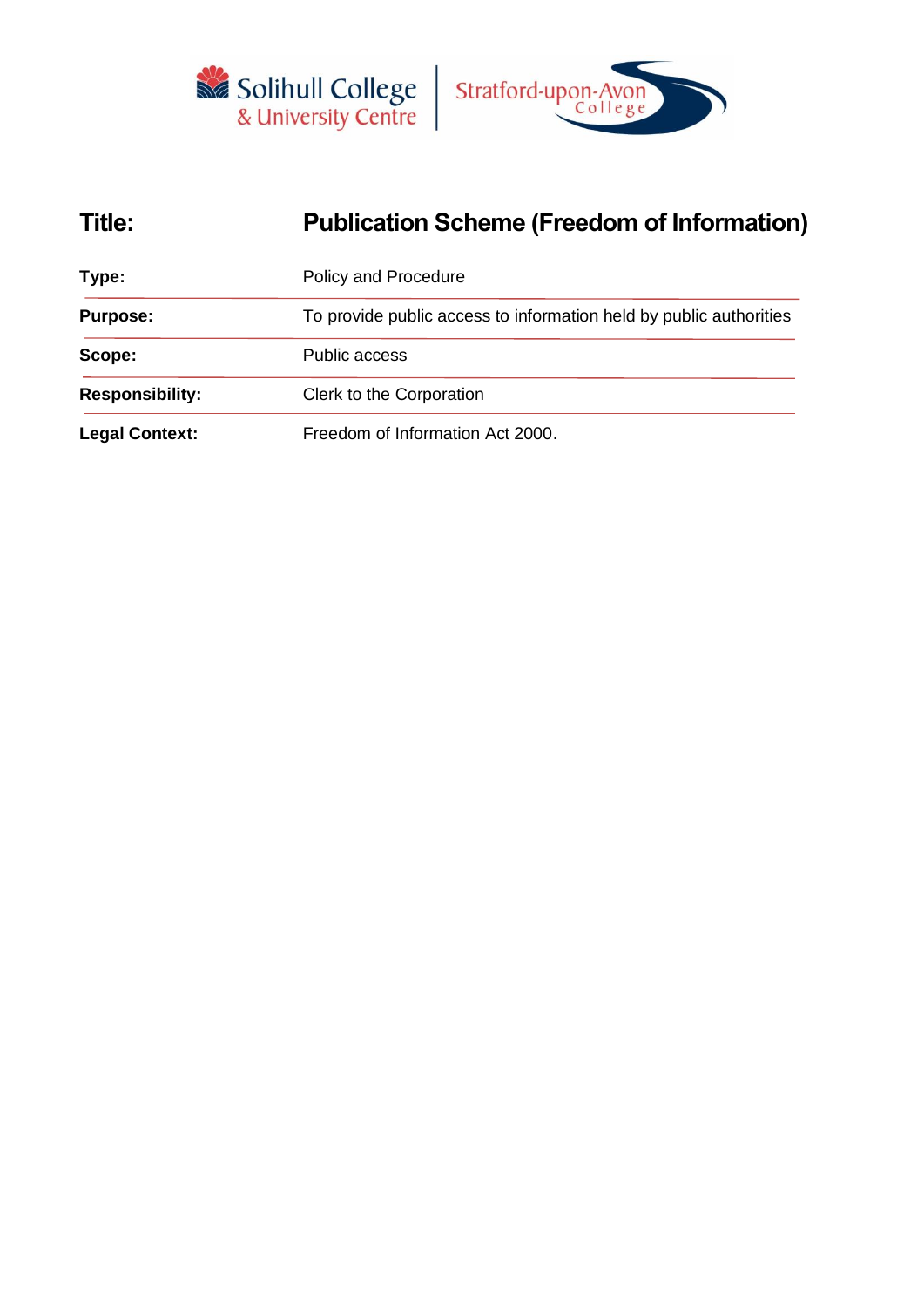| **Title:** | **Publication Scheme (Freedom of Information)** |
| --- | --- |
| **Type:** | Policy and Procedure |
| **Purpose:** | To provide public access to information held by public authorities |
| **Scope:** | Public access |
| **Responsibility:** | Clerk to the Corporation |
| **Legal Context:** | Freedom of Information Act 2000. |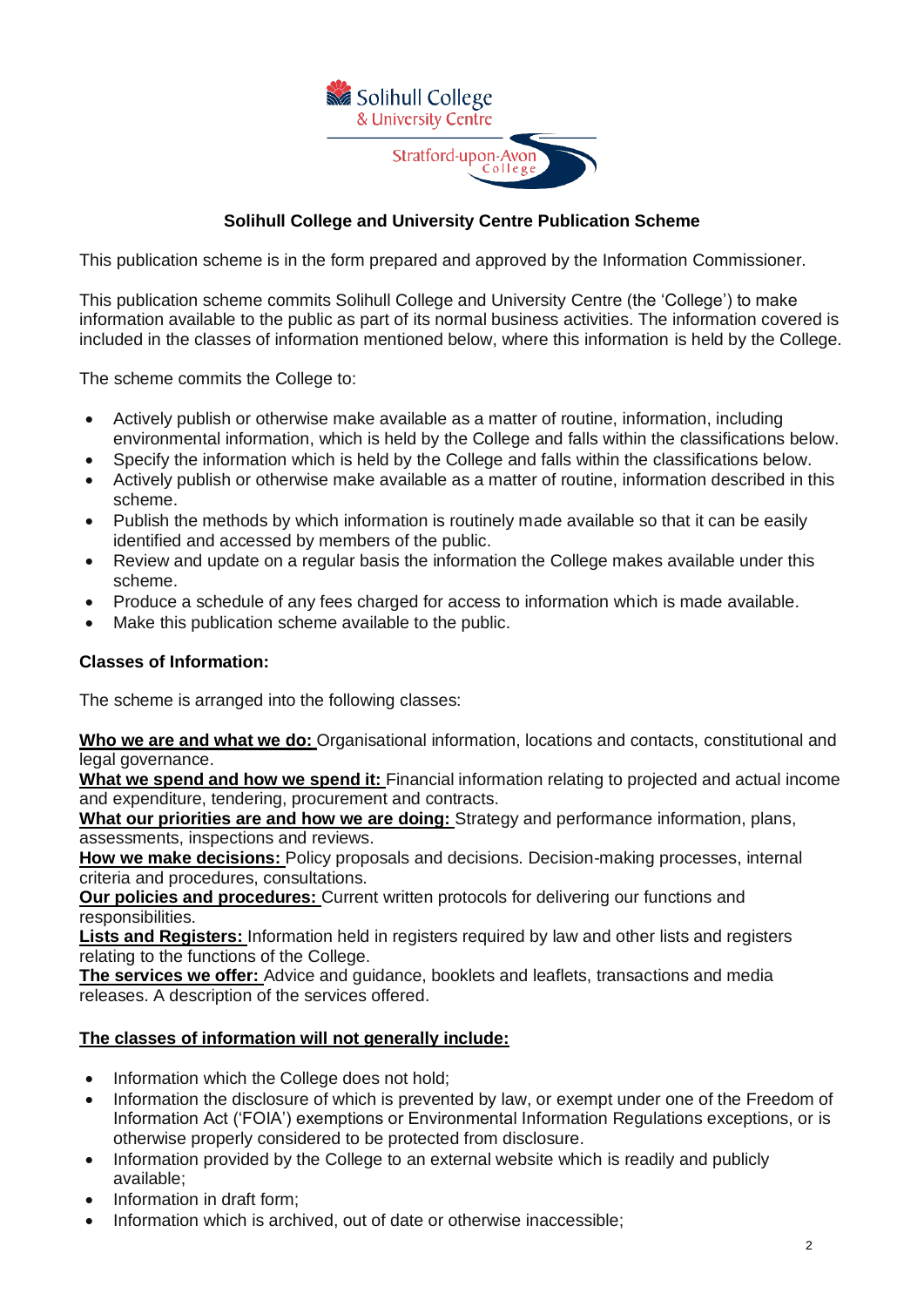# Solihull College and University Centre Publication Scheme

This publication scheme is in the form prepared and approved by the Information Commissioner.

This publication scheme commits Solihull College and University Centre (the 'College') to make information available to the public as part of its normal business activities. The information covered is included in the classes of information mentioned below, where this information is held by the College.

The scheme commits the College to:

- Actively publish or otherwise make available as a matter of routine, information, including environmental information, which is held by the College and falls within the classifications below.
- Specify the information which is held by the College and falls within the classifications below.
- Actively publish or otherwise make available as a matter of routine, information described in this scheme.
- Publish the methods by which information is routinely made available so that it can be easily identified and accessed by members of the public.
- Review and update on a regular basis the information the College makes available under this scheme.
- Produce a schedule of any fees charged for access to information which is made available.
- Make this publication scheme available to the public.

**Classes of Information:**

The scheme is arranged into the following classes:

**Who we are and what we do:** Organisational information, locations and contacts, constitutional and legal governance.
**What we spend and how we spend it:** Financial information relating to projected and actual income and expenditure, tendering, procurement and contracts.
**What our priorities are and how we are doing:** Strategy and performance information, plans, assessments, inspections and reviews.
**How we make decisions:** Policy proposals and decisions. Decision-making processes, internal criteria and procedures, consultations.
**Our policies and procedures:** Current written protocols for delivering our functions and responsibilities.
**Lists and Registers:** Information held in registers required by law and other lists and registers relating to the functions of the College.
**The services we offer:** Advice and guidance, booklets and leaflets, transactions and media releases. A description of the services offered.

**The classes of information will not generally include:**

- Information which the College does not hold;
- Information the disclosure of which is prevented by law, or exempt under one of the Freedom of Information Act ('FOIA') exemptions or Environmental Information Regulations exceptions, or is otherwise properly considered to be protected from disclosure.
- Information provided by the College to an external website which is readily and publicly available;
- Information in draft form;
- Information which is archived, out of date or otherwise inaccessible;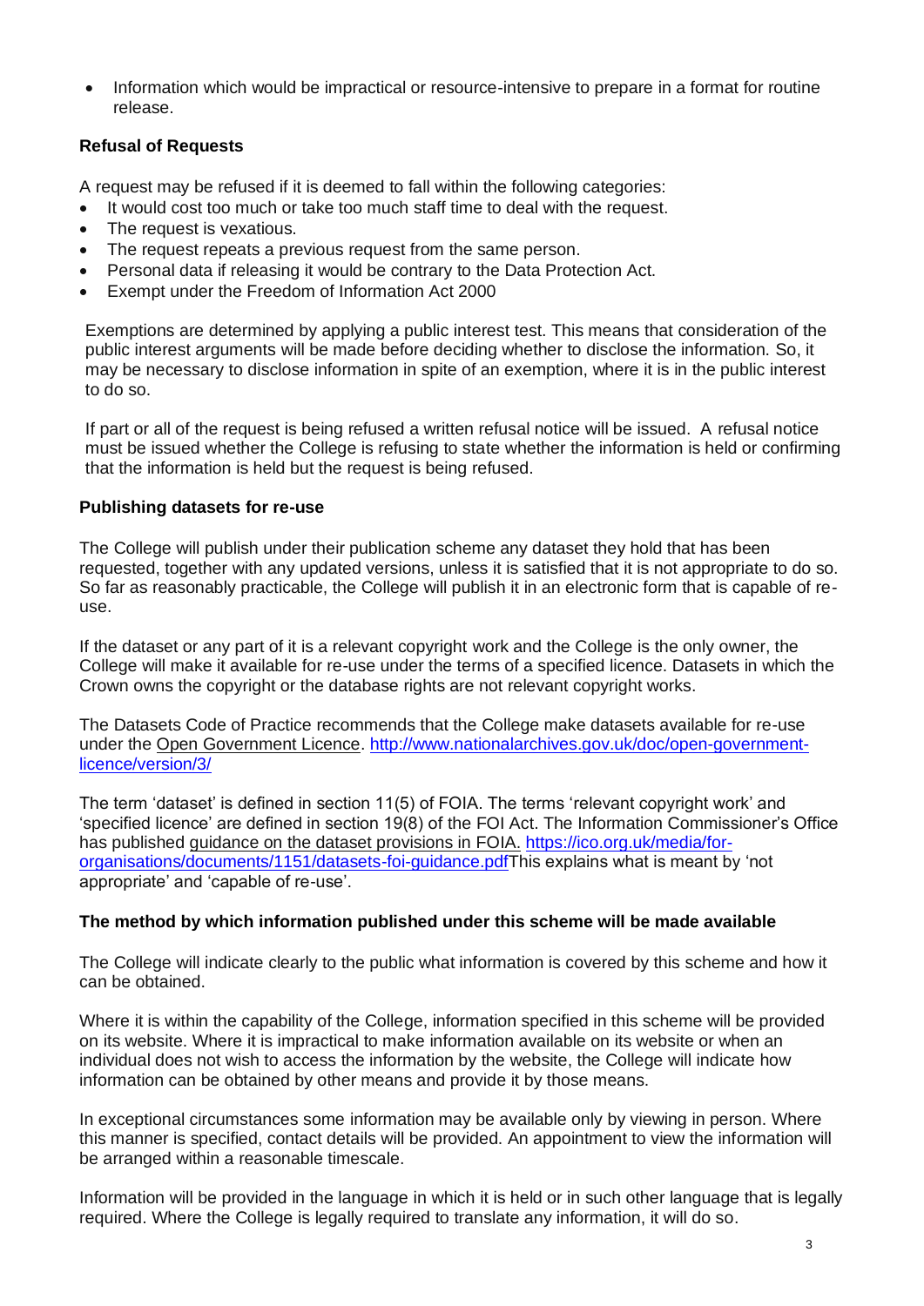- Information which would be impractical or resource-intensive to prepare in a format for routine release.

**Refusal of Requests**

A request may be refused if it is deemed to fall within the following categories:

- It would cost too much or take too much staff time to deal with the request.
- The request is vexatious.
- The request repeats a previous request from the same person.
- Personal data if releasing it would be contrary to the Data Protection Act.
- Exempt under the Freedom of Information Act 2000

Exemptions are determined by applying a public interest test. This means that consideration of the public interest arguments will be made before deciding whether to disclose the information. So, it may be necessary to disclose information in spite of an exemption, where it is in the public interest to do so.

If part or all of the request is being refused a written refusal notice will be issued. A refusal notice must be issued whether the College is refusing to state whether the information is held or confirming that the information is held but the request is being refused.

**Publishing datasets for re-use**

The College will publish under their publication scheme any dataset they hold that has been requested, together with any updated versions, unless it is satisfied that it is not appropriate to do so. So far as reasonably practicable, the College will publish it in an electronic form that is capable of re-use.

If the dataset or any part of it is a relevant copyright work and the College is the only owner, the College will make it available for re-use under the terms of a specified licence. Datasets in which the Crown owns the copyright or the database rights are not relevant copyright works.

The Datasets Code of Practice recommends that the College make datasets available for re-use under the Open Government Licence. http://www.nationalarchives.gov.uk/doc/open-government-licence/version/3/

The term 'dataset' is defined in section 11(5) of FOIA. The terms 'relevant copyright work' and 'specified licence' are defined in section 19(8) of the FOI Act. The Information Commissioner's Office has published guidance on the dataset provisions in FOIA. https://ico.org.uk/media/for-organisations/documents/1151/datasets-foi-guidance.pdfThis explains what is meant by 'not appropriate' and 'capable of re-use'.

**The method by which information published under this scheme will be made available**

The College will indicate clearly to the public what information is covered by this scheme and how it can be obtained.

Where it is within the capability of the College, information specified in this scheme will be provided on its website. Where it is impractical to make information available on its website or when an individual does not wish to access the information by the website, the College will indicate how information can be obtained by other means and provide it by those means.

In exceptional circumstances some information may be available only by viewing in person. Where this manner is specified, contact details will be provided. An appointment to view the information will be arranged within a reasonable timescale.

Information will be provided in the language in which it is held or in such other language that is legally required. Where the College is legally required to translate any information, it will do so.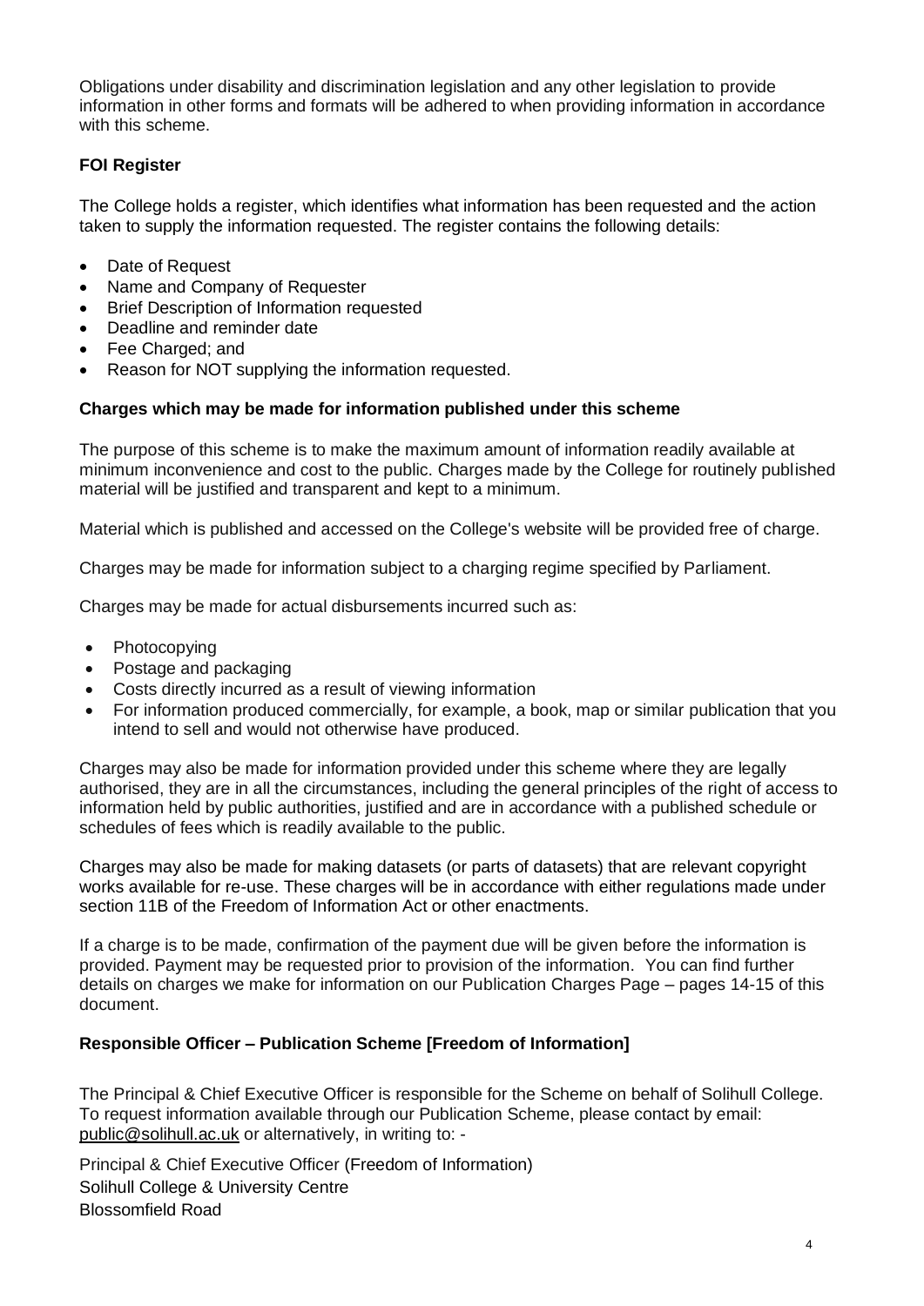Obligations under disability and discrimination legislation and any other legislation to provide information in other forms and formats will be adhered to when providing information in accordance with this scheme.

**FOI Register**

The College holds a register, which identifies what information has been requested and the action taken to supply the information requested. The register contains the following details:

- Date of Request
- Name and Company of Requester
- Brief Description of Information requested
- Deadline and reminder date
- Fee Charged; and
- Reason for NOT supplying the information requested.

**Charges which may be made for information published under this scheme**

The purpose of this scheme is to make the maximum amount of information readily available at minimum inconvenience and cost to the public. Charges made by the College for routinely published material will be justified and transparent and kept to a minimum.

Material which is published and accessed on the College's website will be provided free of charge.

Charges may be made for information subject to a charging regime specified by Parliament.

Charges may be made for actual disbursements incurred such as:

- Photocopying
- Postage and packaging
- Costs directly incurred as a result of viewing information
- For information produced commercially, for example, a book, map or similar publication that you intend to sell and would not otherwise have produced.

Charges may also be made for information provided under this scheme where they are legally authorised, they are in all the circumstances, including the general principles of the right of access to information held by public authorities, justified and are in accordance with a published schedule or schedules of fees which is readily available to the public.

Charges may also be made for making datasets (or parts of datasets) that are relevant copyright works available for re-use. These charges will be in accordance with either regulations made under section 11B of the Freedom of Information Act or other enactments.

If a charge is to be made, confirmation of the payment due will be given before the information is provided. Payment may be requested prior to provision of the information. You can find further details on charges we make for information on our Publication Charges Page – pages 14-15 of this document.

**Responsible Officer – Publication Scheme [Freedom of Information]**

The Principal & Chief Executive Officer is responsible for the Scheme on behalf of Solihull College. To request information available through our Publication Scheme, please contact by email: public@solihull.ac.uk or alternatively, in writing to: -

Principal & Chief Executive Officer (Freedom of Information)
Solihull College & University Centre
Blossomfield Road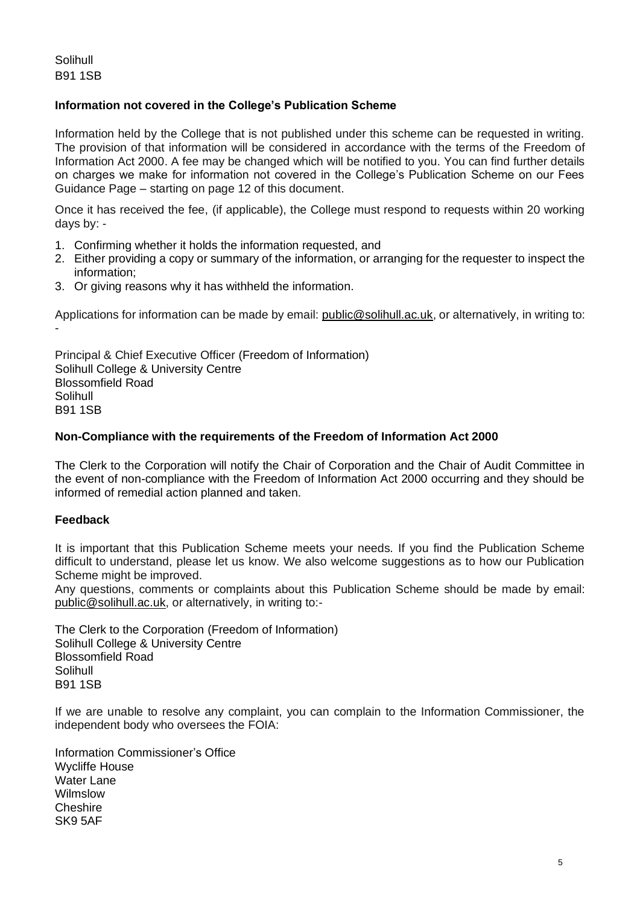Solihull
B91 1SB

**Information not covered in the College's Publication Scheme**

Information held by the College that is not published under this scheme can be requested in writing. The provision of that information will be considered in accordance with the terms of the Freedom of Information Act 2000. A fee may be changed which will be notified to you. You can find further details on charges we make for information not covered in the College's Publication Scheme on our Fees Guidance Page – starting on page 12 of this document.

Once it has received the fee, (if applicable), the College must respond to requests within 20 working days by: -

1. Confirming whether it holds the information requested, and
2. Either providing a copy or summary of the information, or arranging for the requester to inspect the information;
3. Or giving reasons why it has withheld the information.

Applications for information can be made by email: public@solihull.ac.uk, or alternatively, in writing to: -

Principal & Chief Executive Officer (Freedom of Information)
Solihull College & University Centre
Blossomfield Road
Solihull
B91 1SB

**Non-Compliance with the requirements of the Freedom of Information Act 2000**

The Clerk to the Corporation will notify the Chair of Corporation and the Chair of Audit Committee in the event of non-compliance with the Freedom of Information Act 2000 occurring and they should be informed of remedial action planned and taken.

**Feedback**

It is important that this Publication Scheme meets your needs. If you find the Publication Scheme difficult to understand, please let us know. We also welcome suggestions as to how our Publication Scheme might be improved.
Any questions, comments or complaints about this Publication Scheme should be made by email: public@solihull.ac.uk, or alternatively, in writing to:-

The Clerk to the Corporation (Freedom of Information)
Solihull College & University Centre
Blossomfield Road
Solihull
B91 1SB

If we are unable to resolve any complaint, you can complain to the Information Commissioner, the independent body who oversees the FOIA:

Information Commissioner's Office
Wycliffe House
Water Lane
Wilmslow
Cheshire
SK9 5AF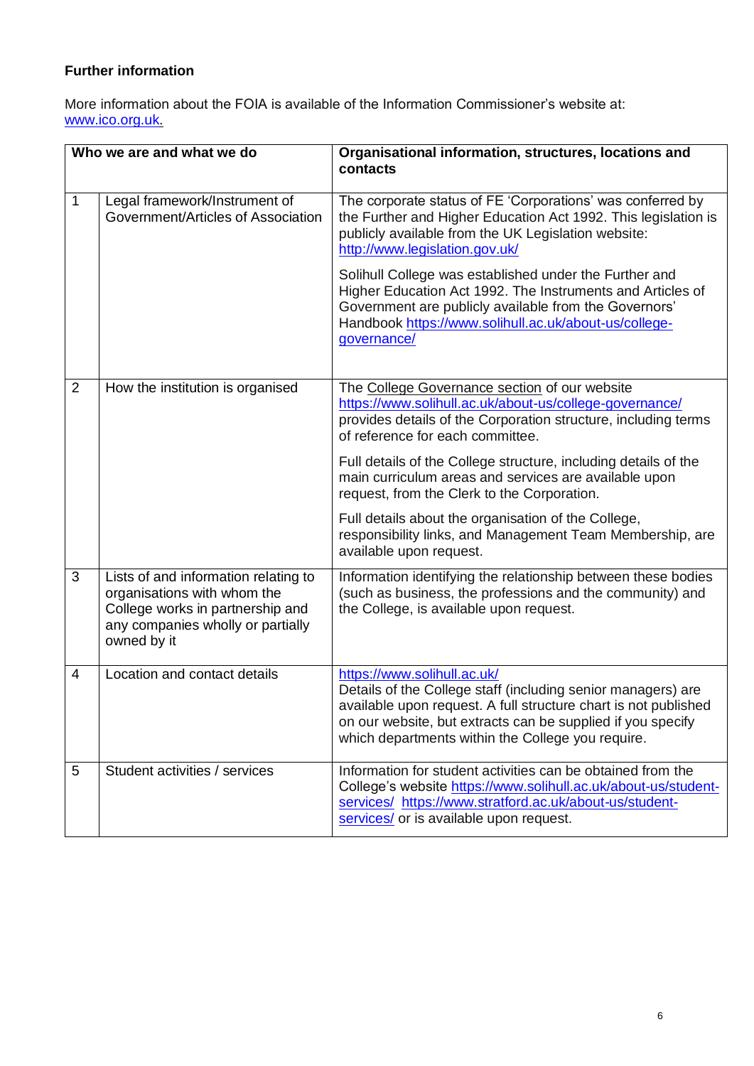**Further information**

More information about the FOIA is available of the Information Commissioner's website at: www.ico.org.uk.

| Who we are and what we do | | Organisational information, structures, locations and contacts |
|---|---|---|
| 1 | Legal framework/Instrument of Government/Articles of Association | The corporate status of FE 'Corporations' was conferred by the Further and Higher Education Act 1992. This legislation is publicly available from the UK Legislation website: http://www.legislation.gov.uk/<br><br>Solihull College was established under the Further and Higher Education Act 1992. The Instruments and Articles of Government are publicly available from the Governors' Handbook https://www.solihull.ac.uk/about-us/college-governance/ |
| 2 | How the institution is organised | The College Governance section of our website https://www.solihull.ac.uk/about-us/college-governance/ provides details of the Corporation structure, including terms of reference for each committee.<br><br>Full details of the College structure, including details of the main curriculum areas and services are available upon request, from the Clerk to the Corporation.<br><br>Full details about the organisation of the College, responsibility links, and Management Team Membership, are available upon request. |
| 3 | Lists of and information relating to organisations with whom the College works in partnership and any companies wholly or partially owned by it | Information identifying the relationship between these bodies (such as business, the professions and the community) and the College, is available upon request. |
| 4 | Location and contact details | https://www.solihull.ac.uk/<br>Details of the College staff (including senior managers) are available upon request. A full structure chart is not published on our website, but extracts can be supplied if you specify which departments within the College you require. |
| 5 | Student activities / services | Information for student activities can be obtained from the College's website https://www.solihull.ac.uk/about-us/student-services/ https://www.stratford.ac.uk/about-us/student-services/ or is available upon request. |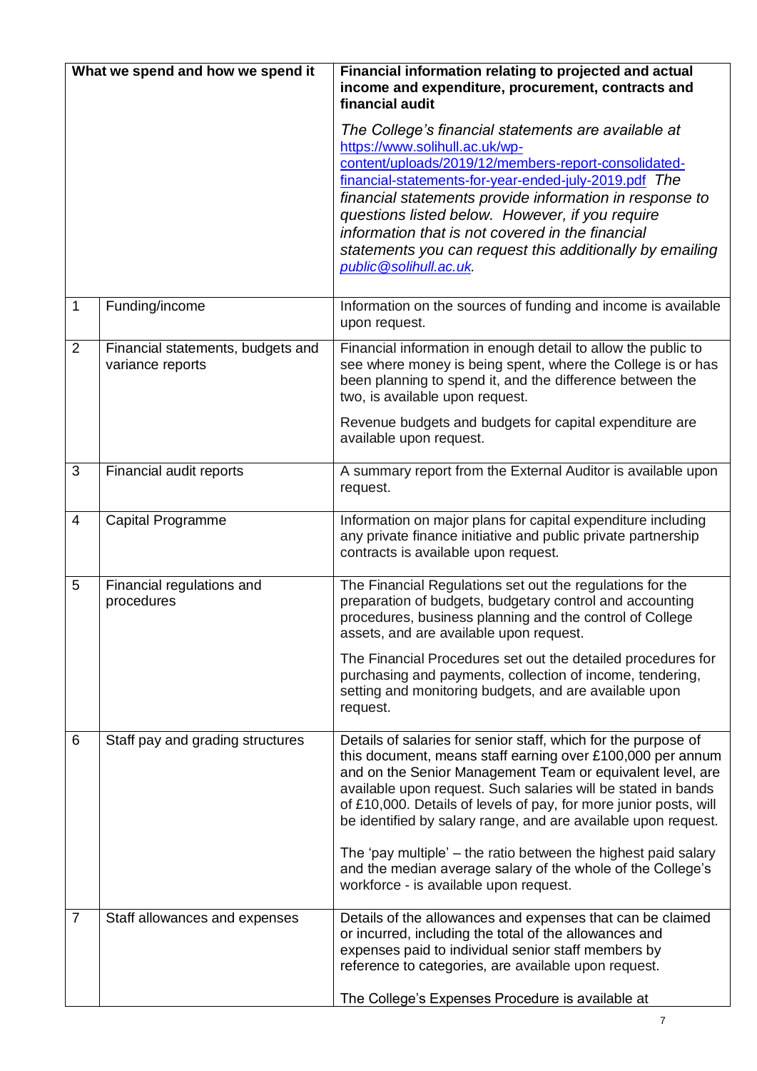| What we spend and how we spend it | | **Financial information relating to projected and actual income and expenditure, procurement, contracts and financial audit**<br><br>*The College's financial statements are available at* [https://www.solihull.ac.uk/wp-content/uploads/2019/12/members-report-consolidated-financial-statements-for-year-ended-july-2019.pdf](https://www.solihull.ac.uk/wp-content/uploads/2019/12/members-report-consolidated-financial-statements-for-year-ended-july-2019.pdf) *The financial statements provide information in response to questions listed below. However, if you require information that is not covered in the financial statements you can request this additionally by emailing* *[public@solihull.ac.uk](mailto:public@solihull.ac.uk).* |
|---|---|---|
| 1 | Funding/income | Information on the sources of funding and income is available upon request. |
| 2 | Financial statements, budgets and variance reports | Financial information in enough detail to allow the public to see where money is being spent, where the College is or has been planning to spend it, and the difference between the two, is available upon request.<br><br>Revenue budgets and budgets for capital expenditure are available upon request. |
| 3 | Financial audit reports | A summary report from the External Auditor is available upon request. |
| 4 | Capital Programme | Information on major plans for capital expenditure including any private finance initiative and public private partnership contracts is available upon request. |
| 5 | Financial regulations and procedures | The Financial Regulations set out the regulations for the preparation of budgets, budgetary control and accounting procedures, business planning and the control of College assets, and are available upon request.<br><br>The Financial Procedures set out the detailed procedures for purchasing and payments, collection of income, tendering, setting and monitoring budgets, and are available upon request. |
| 6 | Staff pay and grading structures | Details of salaries for senior staff, which for the purpose of this document, means staff earning over £100,000 per annum and on the Senior Management Team or equivalent level, are available upon request. Such salaries will be stated in bands of £10,000. Details of levels of pay, for more junior posts, will be identified by salary range, and are available upon request.<br><br>The 'pay multiple' – the ratio between the highest paid salary and the median average salary of the whole of the College's workforce - is available upon request. |
| 7 | Staff allowances and expenses | Details of the allowances and expenses that can be claimed or incurred, including the total of the allowances and expenses paid to individual senior staff members by reference to categories, are available upon request.<br><br>The College's Expenses Procedure is available at |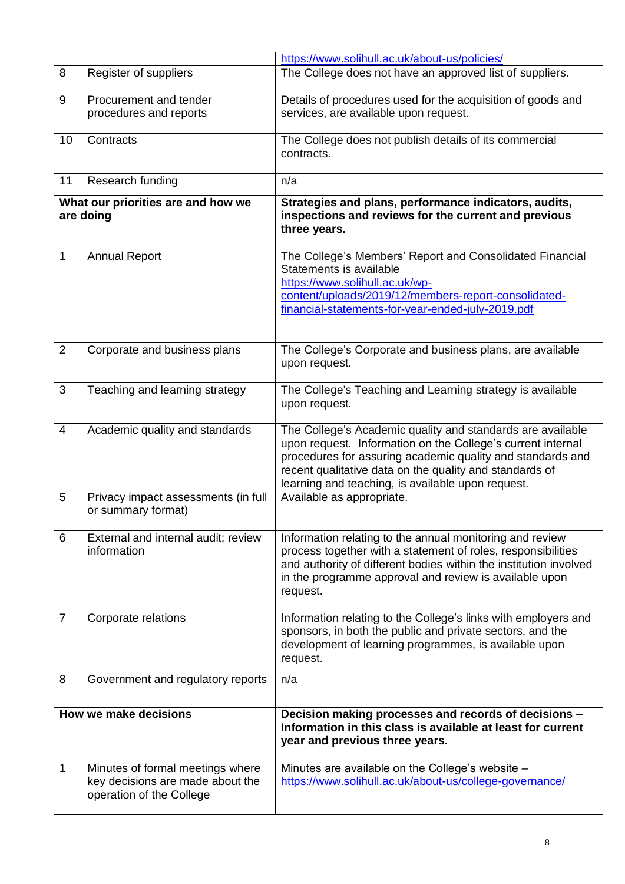| | | |
|---|---|---|
| | | https://www.solihull.ac.uk/about-us/policies/ |
| 8 | Register of suppliers | The College does not have an approved list of suppliers. |
| 9 | Procurement and tender procedures and reports | Details of procedures used for the acquisition of goods and services, are available upon request. |
| 10 | Contracts | The College does not publish details of its commercial contracts. |
| 11 | Research funding | n/a |
| **What our priorities are and how we are doing** | | **Strategies and plans, performance indicators, audits, inspections and reviews for the current and previous three years.** |
| 1 | Annual Report | The College's Members' Report and Consolidated Financial Statements is available https://www.solihull.ac.uk/wp-content/uploads/2019/12/members-report-consolidated-financial-statements-for-year-ended-july-2019.pdf |
| 2 | Corporate and business plans | The College's Corporate and business plans, are available upon request. |
| 3 | Teaching and learning strategy | The College's Teaching and Learning strategy is available upon request. |
| 4 | Academic quality and standards | The College's Academic quality and standards are available upon request. Information on the College's current internal procedures for assuring academic quality and standards and recent qualitative data on the quality and standards of learning and teaching, is available upon request. |
| 5 | Privacy impact assessments (in full or summary format) | Available as appropriate. |
| 6 | External and internal audit; review information | Information relating to the annual monitoring and review process together with a statement of roles, responsibilities and authority of different bodies within the institution involved in the programme approval and review is available upon request. |
| 7 | Corporate relations | Information relating to the College's links with employers and sponsors, in both the public and private sectors, and the development of learning programmes, is available upon request. |
| 8 | Government and regulatory reports | n/a |
| **How we make decisions** | | **Decision making processes and records of decisions – Information in this class is available at least for current year and previous three years.** |
| 1 | Minutes of formal meetings where key decisions are made about the operation of the College | Minutes are available on the College's website – https://www.solihull.ac.uk/about-us/college-governance/ |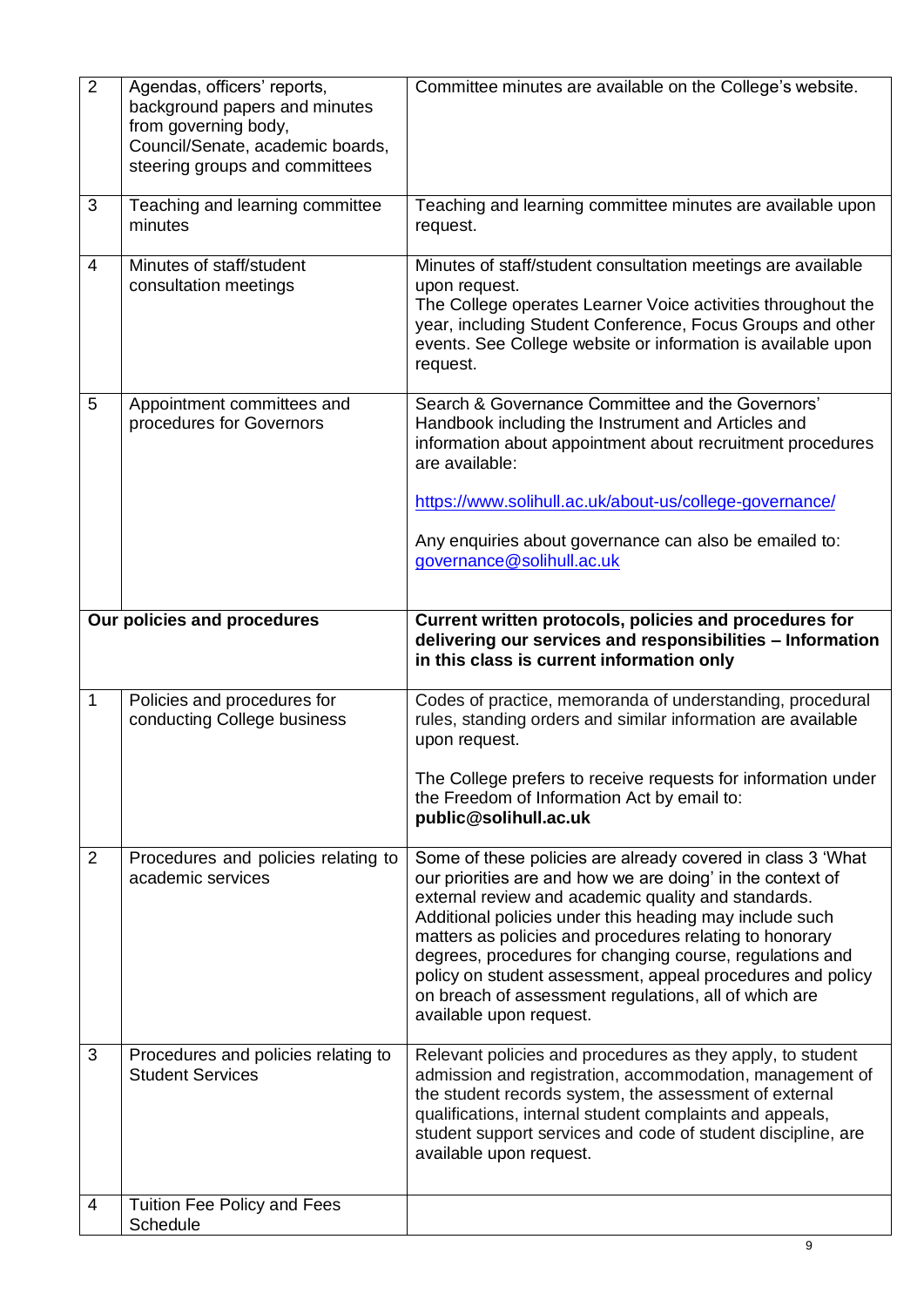| | | |
|---|---|---|
| 2 | Agendas, officers' reports, background papers and minutes from governing body, Council/Senate, academic boards, steering groups and committees | Committee minutes are available on the College's website. |
| 3 | Teaching and learning committee minutes | Teaching and learning committee minutes are available upon request. |
| 4 | Minutes of staff/student consultation meetings | Minutes of staff/student consultation meetings are available upon request.<br>The College operates Learner Voice activities throughout the year, including Student Conference, Focus Groups and other events. See College website or information is available upon request. |
| 5 | Appointment committees and procedures for Governors | Search & Governance Committee and the Governors' Handbook including the Instrument and Articles and information about appointment about recruitment procedures are available:<br><br>https://www.solihull.ac.uk/about-us/college-governance/<br><br>Any enquiries about governance can also be emailed to: governance@solihull.ac.uk |
| **Our policies and procedures** | | **Current written protocols, policies and procedures for delivering our services and responsibilities – Information in this class is current information only** |
| 1 | Policies and procedures for conducting College business | Codes of practice, memoranda of understanding, procedural rules, standing orders and similar information are available upon request.<br><br>The College prefers to receive requests for information under the Freedom of Information Act by email to: **public@solihull.ac.uk** |
| 2 | Procedures and policies relating to academic services | Some of these policies are already covered in class 3 'What our priorities are and how we are doing' in the context of external review and academic quality and standards. Additional policies under this heading may include such matters as policies and procedures relating to honorary degrees, procedures for changing course, regulations and policy on student assessment, appeal procedures and policy on breach of assessment regulations, all of which are available upon request. |
| 3 | Procedures and policies relating to Student Services | Relevant policies and procedures as they apply, to student admission and registration, accommodation, management of the student records system, the assessment of external qualifications, internal student complaints and appeals, student support services and code of student discipline, are available upon request. |
| 4 | Tuition Fee Policy and Fees Schedule | |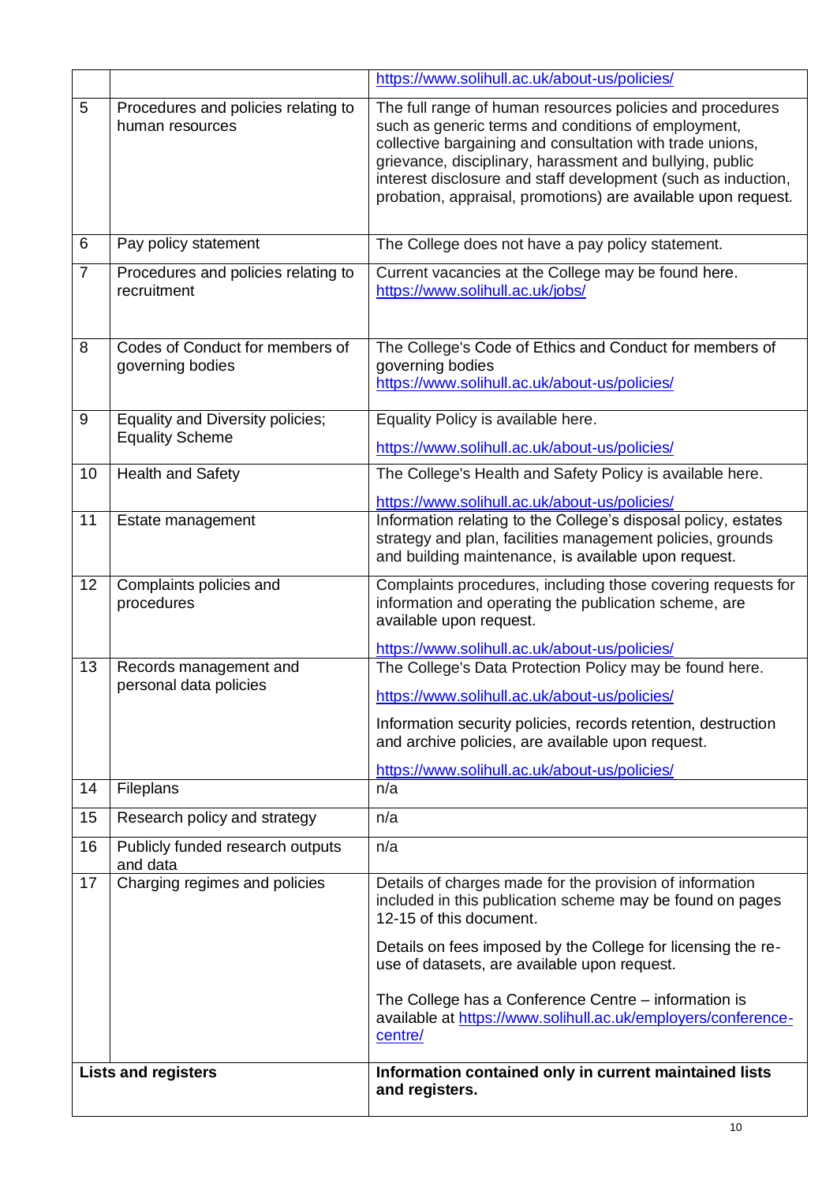| | | |
|---|---|---|
| | | https://www.solihull.ac.uk/about-us/policies/ |
| 5 | Procedures and policies relating to human resources | The full range of human resources policies and procedures such as generic terms and conditions of employment, collective bargaining and consultation with trade unions, grievance, disciplinary, harassment and bullying, public interest disclosure and staff development (such as induction, probation, appraisal, promotions) are available upon request. |
| 6 | Pay policy statement | The College does not have a pay policy statement. |
| 7 | Procedures and policies relating to recruitment | Current vacancies at the College may be found here. https://www.solihull.ac.uk/jobs/ |
| 8 | Codes of Conduct for members of governing bodies | The College's Code of Ethics and Conduct for members of governing bodies https://www.solihull.ac.uk/about-us/policies/ |
| 9 | Equality and Diversity policies; Equality Scheme | Equality Policy is available here. https://www.solihull.ac.uk/about-us/policies/ |
| 10 | Health and Safety | The College's Health and Safety Policy is available here. https://www.solihull.ac.uk/about-us/policies/ |
| 11 | Estate management | Information relating to the College's disposal policy, estates strategy and plan, facilities management policies, grounds and building maintenance, is available upon request. |
| 12 | Complaints policies and procedures | Complaints procedures, including those covering requests for information and operating the publication scheme, are available upon request. https://www.solihull.ac.uk/about-us/policies/ |
| 13 | Records management and personal data policies | The College's Data Protection Policy may be found here. https://www.solihull.ac.uk/about-us/policies/ Information security policies, records retention, destruction and archive policies, are available upon request. https://www.solihull.ac.uk/about-us/policies/ |
| 14 | Fileplans | n/a |
| 15 | Research policy and strategy | n/a |
| 16 | Publicly funded research outputs and data | n/a |
| 17 | Charging regimes and policies | Details of charges made for the provision of information included in this publication scheme may be found on pages 12-15 of this document. Details on fees imposed by the College for licensing the re-use of datasets, are available upon request. The College has a Conference Centre – information is available at https://www.solihull.ac.uk/employers/conference-centre/ |
| **Lists and registers** | | **Information contained only in current maintained lists and registers.** |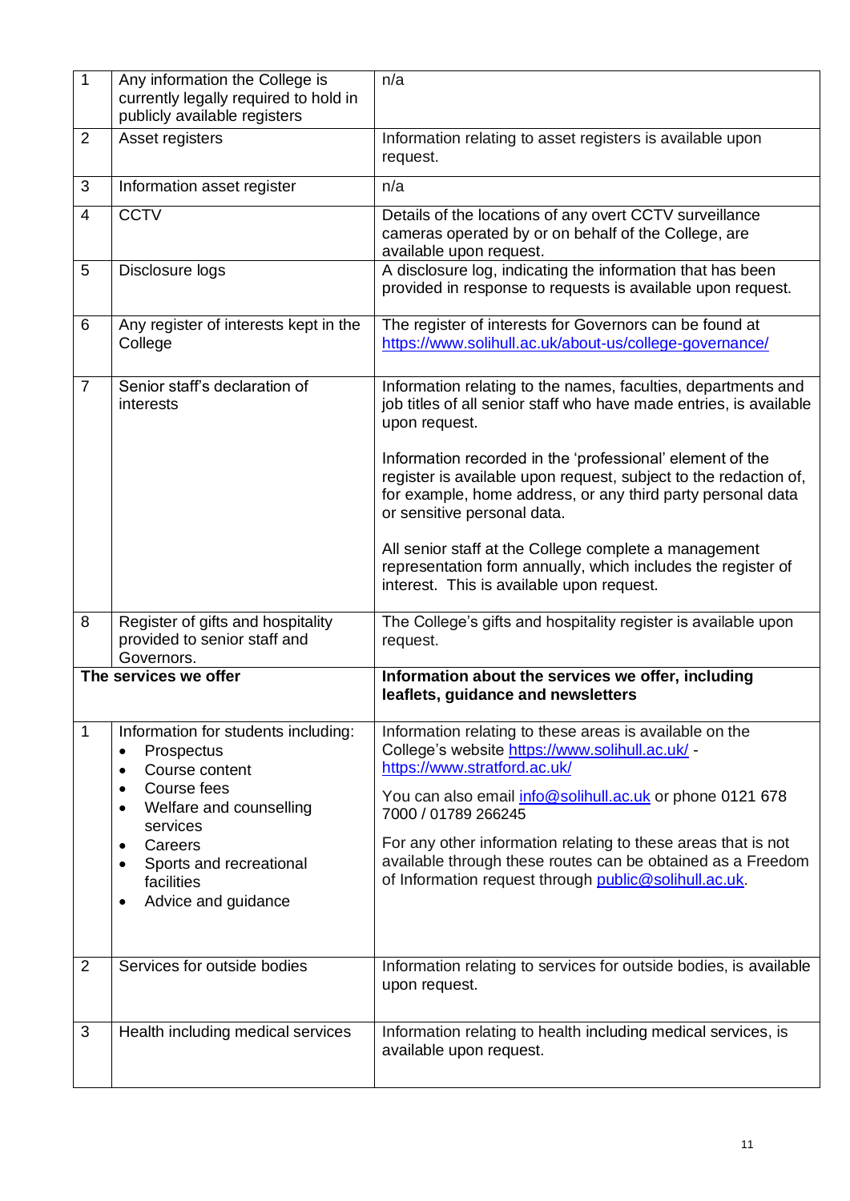| | | |
|---|---|---|
| 1 | Any information the College is currently legally required to hold in publicly available registers | n/a |
| 2 | Asset registers | Information relating to asset registers is available upon request. |
| 3 | Information asset register | n/a |
| 4 | CCTV | Details of the locations of any overt CCTV surveillance cameras operated by or on behalf of the College, are available upon request. |
| 5 | Disclosure logs | A disclosure log, indicating the information that has been provided in response to requests is available upon request. |
| 6 | Any register of interests kept in the College | The register of interests for Governors can be found at https://www.solihull.ac.uk/about-us/college-governance/ |
| 7 | Senior staff's declaration of interests | Information relating to the names, faculties, departments and job titles of all senior staff who have made entries, is available upon request.<br><br>Information recorded in the 'professional' element of the register is available upon request, subject to the redaction of, for example, home address, or any third party personal data or sensitive personal data.<br><br>All senior staff at the College complete a management representation form annually, which includes the register of interest. This is available upon request. |
| 8 | Register of gifts and hospitality provided to senior staff and Governors. | The College's gifts and hospitality register is available upon request. |
| **The services we offer** | | **Information about the services we offer, including leaflets, guidance and newsletters** |
| 1 | Information for students including:<br>• Prospectus<br>• Course content<br>• Course fees<br>• Welfare and counselling services<br>• Careers<br>• Sports and recreational facilities<br>• Advice and guidance | Information relating to these areas is available on the College's website https://www.solihull.ac.uk/ - https://www.stratford.ac.uk/<br><br>You can also email info@solihull.ac.uk or phone 0121 678 7000 / 01789 266245<br><br>For any other information relating to these areas that is not available through these routes can be obtained as a Freedom of Information request through public@solihull.ac.uk. |
| 2 | Services for outside bodies | Information relating to services for outside bodies, is available upon request. |
| 3 | Health including medical services | Information relating to health including medical services, is available upon request. |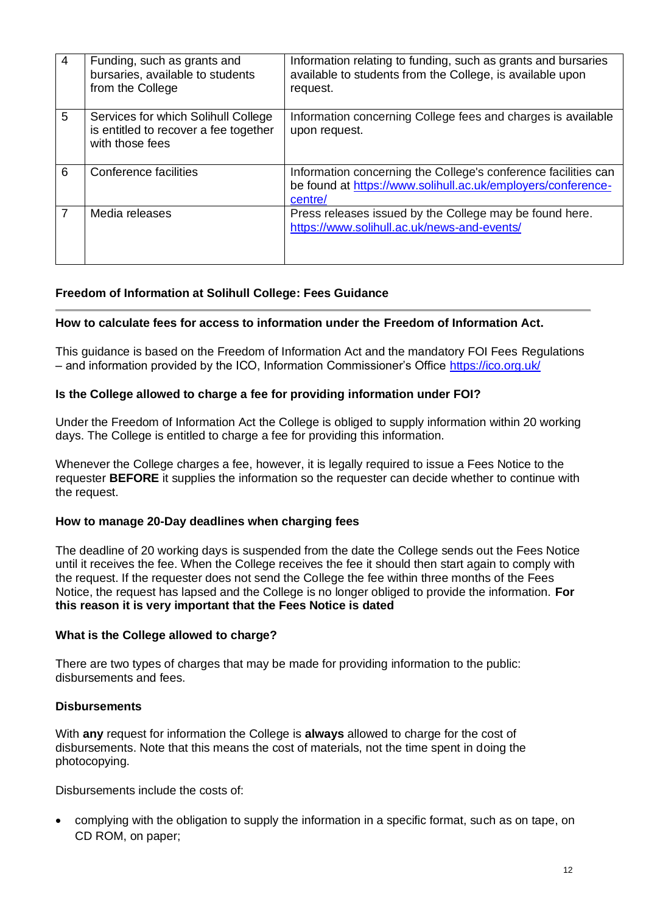| 4 | Funding, such as grants and bursaries, available to students from the College | Information relating to funding, such as grants and bursaries available to students from the College, is available upon request. |
|---|---|---|
| 5 | Services for which Solihull College is entitled to recover a fee together with those fees | Information concerning College fees and charges is available upon request. |
| 6 | Conference facilities | Information concerning the College's conference facilities can be found at https://www.solihull.ac.uk/employers/conference-centre/ |
| 7 | Media releases | Press releases issued by the College may be found here. https://www.solihull.ac.uk/news-and-events/ |

## Freedom of Information at Solihull College: Fees Guidance

### How to calculate fees for access to information under the Freedom of Information Act.

This guidance is based on the Freedom of Information Act and the mandatory FOI Fees Regulations – and information provided by the ICO, Information Commissioner's Office https://ico.org.uk/

### Is the College allowed to charge a fee for providing information under FOI?

Under the Freedom of Information Act the College is obliged to supply information within 20 working days. The College is entitled to charge a fee for providing this information.

Whenever the College charges a fee, however, it is legally required to issue a Fees Notice to the requester **BEFORE** it supplies the information so the requester can decide whether to continue with the request.

### How to manage 20-Day deadlines when charging fees

The deadline of 20 working days is suspended from the date the College sends out the Fees Notice until it receives the fee. When the College receives the fee it should then start again to comply with the request. If the requester does not send the College the fee within three months of the Fees Notice, the request has lapsed and the College is no longer obliged to provide the information. **For this reason it is very important that the Fees Notice is dated**

### What is the College allowed to charge?

There are two types of charges that may be made for providing information to the public: disbursements and fees.

### Disbursements

With **any** request for information the College is **always** allowed to charge for the cost of disbursements. Note that this means the cost of materials, not the time spent in doing the photocopying.

Disbursements include the costs of:

- complying with the obligation to supply the information in a specific format, such as on tape, on CD ROM, on paper;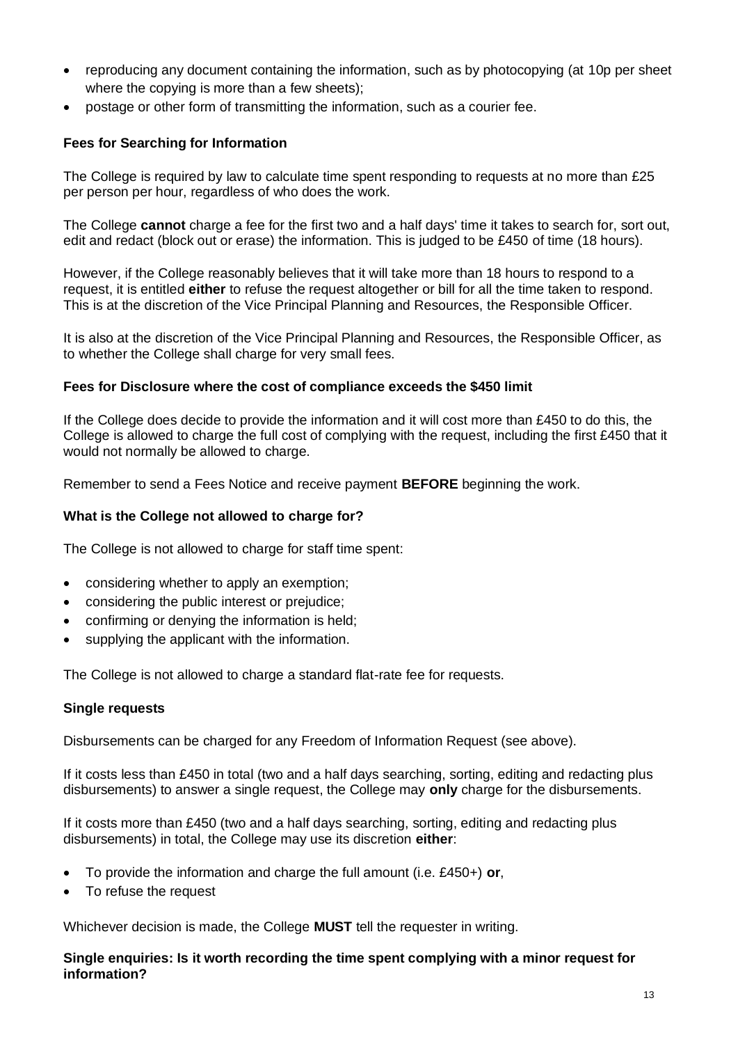- reproducing any document containing the information, such as by photocopying (at 10p per sheet where the copying is more than a few sheets);
- postage or other form of transmitting the information, such as a courier fee.

### Fees for Searching for Information

The College is required by law to calculate time spent responding to requests at no more than £25 per person per hour, regardless of who does the work.

The College **cannot** charge a fee for the first two and a half days' time it takes to search for, sort out, edit and redact (block out or erase) the information. This is judged to be £450 of time (18 hours).

However, if the College reasonably believes that it will take more than 18 hours to respond to a request, it is entitled **either** to refuse the request altogether or bill for all the time taken to respond. This is at the discretion of the Vice Principal Planning and Resources, the Responsible Officer.

It is also at the discretion of the Vice Principal Planning and Resources, the Responsible Officer, as to whether the College shall charge for very small fees.

### Fees for Disclosure where the cost of compliance exceeds the $450 limit

If the College does decide to provide the information and it will cost more than £450 to do this, the College is allowed to charge the full cost of complying with the request, including the first £450 that it would not normally be allowed to charge.

Remember to send a Fees Notice and receive payment **BEFORE** beginning the work.

### What is the College not allowed to charge for?

The College is not allowed to charge for staff time spent:

- considering whether to apply an exemption;
- considering the public interest or prejudice;
- confirming or denying the information is held;
- supplying the applicant with the information.

The College is not allowed to charge a standard flat-rate fee for requests.

### Single requests

Disbursements can be charged for any Freedom of Information Request (see above).

If it costs less than £450 in total (two and a half days searching, sorting, editing and redacting plus disbursements) to answer a single request, the College may **only** charge for the disbursements.

If it costs more than £450 (two and a half days searching, sorting, editing and redacting plus disbursements) in total, the College may use its discretion **either**:

- To provide the information and charge the full amount (i.e. £450+) **or**,
- To refuse the request

Whichever decision is made, the College **MUST** tell the requester in writing.

### Single enquiries: Is it worth recording the time spent complying with a minor request for information?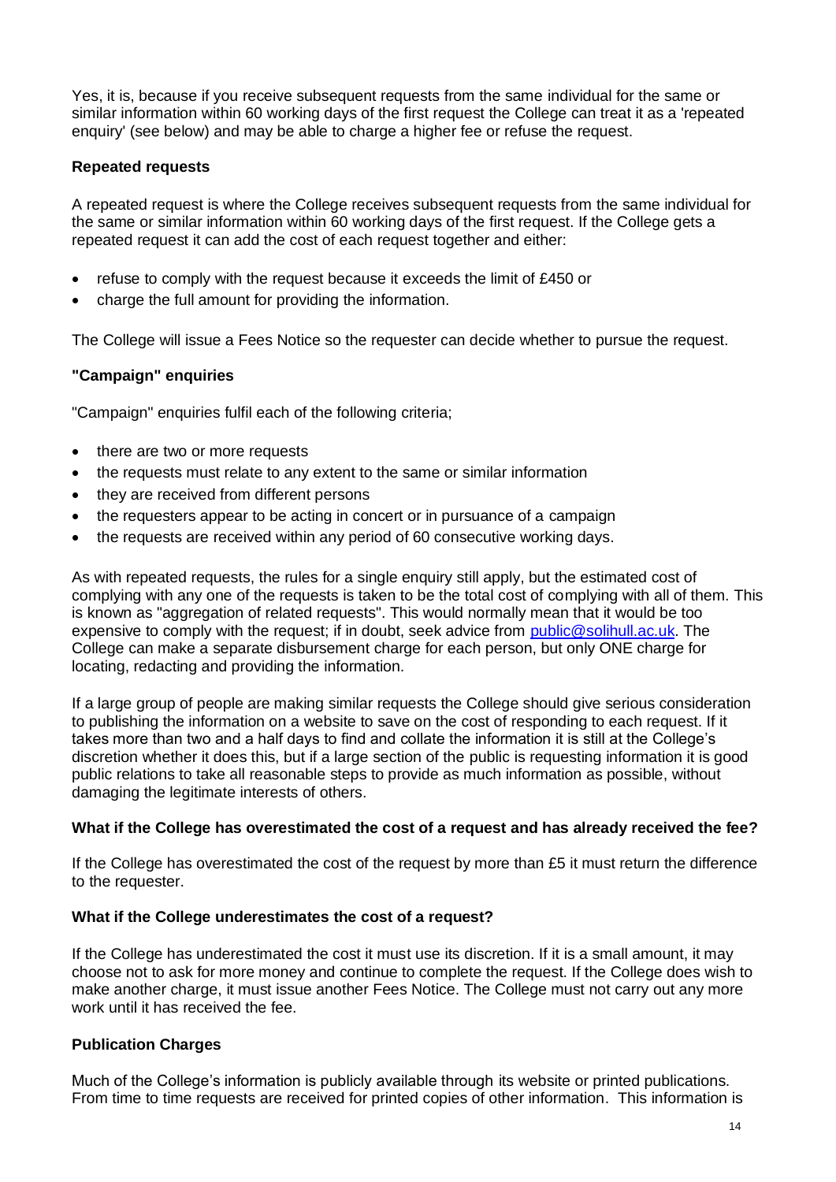Yes, it is, because if you receive subsequent requests from the same individual for the same or similar information within 60 working days of the first request the College can treat it as a 'repeated enquiry' (see below) and may be able to charge a higher fee or refuse the request.

**Repeated requests**

A repeated request is where the College receives subsequent requests from the same individual for the same or similar information within 60 working days of the first request. If the College gets a repeated request it can add the cost of each request together and either:

- refuse to comply with the request because it exceeds the limit of £450 or
- charge the full amount for providing the information.

The College will issue a Fees Notice so the requester can decide whether to pursue the request.

**"Campaign" enquiries**

"Campaign" enquiries fulfil each of the following criteria;

- there are two or more requests
- the requests must relate to any extent to the same or similar information
- they are received from different persons
- the requesters appear to be acting in concert or in pursuance of a campaign
- the requests are received within any period of 60 consecutive working days.

As with repeated requests, the rules for a single enquiry still apply, but the estimated cost of complying with any one of the requests is taken to be the total cost of complying with all of them. This is known as "aggregation of related requests". This would normally mean that it would be too expensive to comply with the request; if in doubt, seek advice from public@solihull.ac.uk. The College can make a separate disbursement charge for each person, but only ONE charge for locating, redacting and providing the information.

If a large group of people are making similar requests the College should give serious consideration to publishing the information on a website to save on the cost of responding to each request. If it takes more than two and a half days to find and collate the information it is still at the College's discretion whether it does this, but if a large section of the public is requesting information it is good public relations to take all reasonable steps to provide as much information as possible, without damaging the legitimate interests of others.

**What if the College has overestimated the cost of a request and has already received the fee?**

If the College has overestimated the cost of the request by more than £5 it must return the difference to the requester.

**What if the College underestimates the cost of a request?**

If the College has underestimated the cost it must use its discretion. If it is a small amount, it may choose not to ask for more money and continue to complete the request. If the College does wish to make another charge, it must issue another Fees Notice. The College must not carry out any more work until it has received the fee.

**Publication Charges**

Much of the College's information is publicly available through its website or printed publications. From time to time requests are received for printed copies of other information. This information is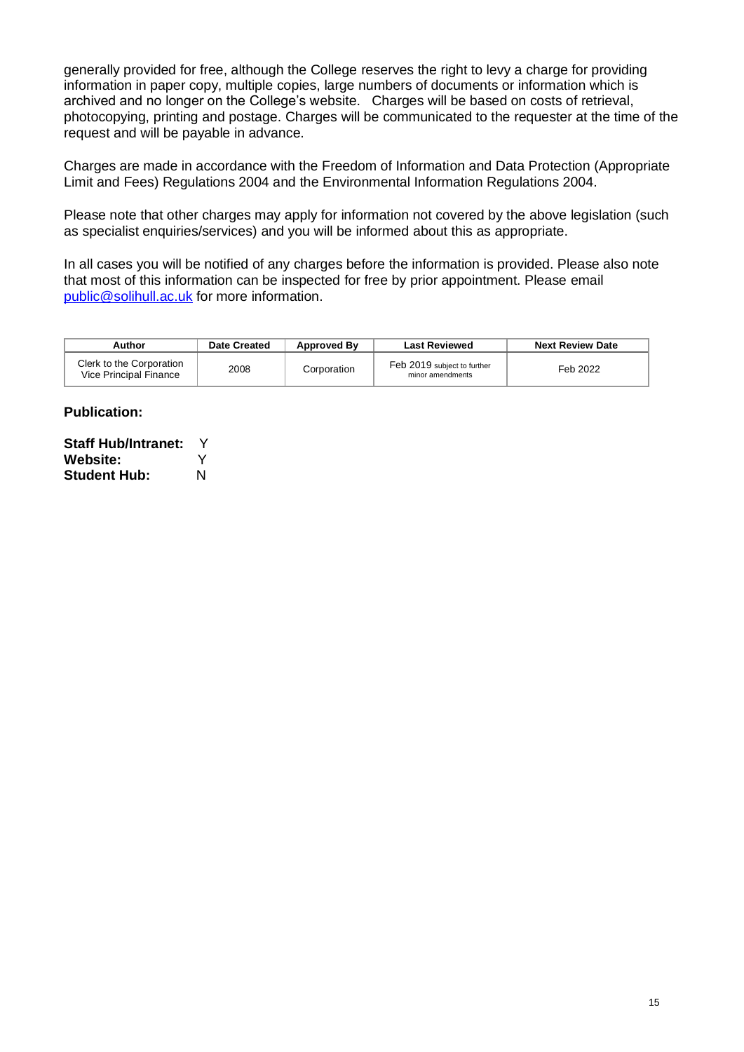generally provided for free, although the College reserves the right to levy a charge for providing information in paper copy, multiple copies, large numbers of documents or information which is archived and no longer on the College's website. Charges will be based on costs of retrieval, photocopying, printing and postage. Charges will be communicated to the requester at the time of the request and will be payable in advance.

Charges are made in accordance with the Freedom of Information and Data Protection (Appropriate Limit and Fees) Regulations 2004 and the Environmental Information Regulations 2004.

Please note that other charges may apply for information not covered by the above legislation (such as specialist enquiries/services) and you will be informed about this as appropriate.

In all cases you will be notified of any charges before the information is provided. Please also note that most of this information can be inspected for free by prior appointment. Please email public@solihull.ac.uk for more information.

| Author | Date Created | Approved By | Last Reviewed | Next Review Date |
|---|---|---|---|---|
| Clerk to the Corporation Vice Principal Finance | 2008 | Corporation | Feb 2019 subject to further minor amendments | Feb 2022 |

**Publication:**

**Staff Hub/Intranet:** Y
**Website:** Y
**Student Hub:** N